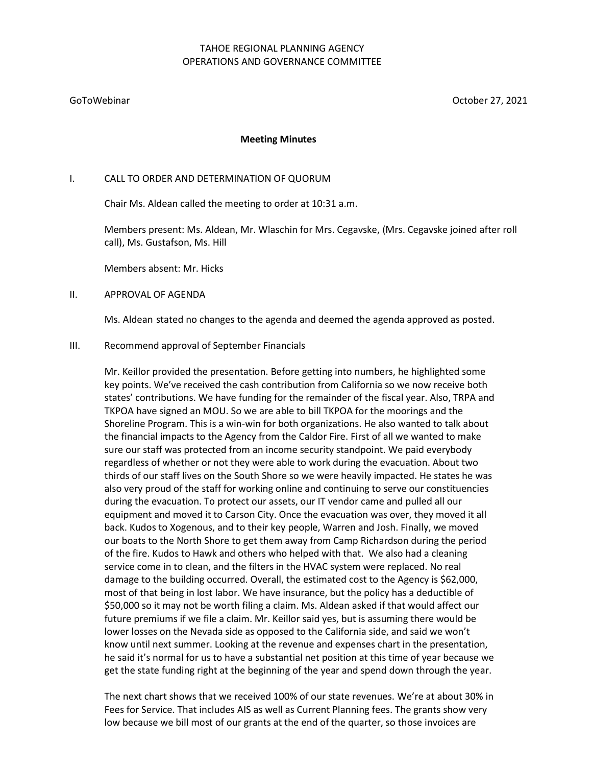TAHOE REGIONAL PLANNING AGENCY
OPERATIONS AND GOVERNANCE COMMITTEE

GoToWebinar October 27, 2021

**Meeting Minutes**

I. CALL TO ORDER AND DETERMINATION OF QUORUM

Chair Ms. Aldean called the meeting to order at 10:31 a.m.

Members present: Ms. Aldean, Mr. Wlaschin for Mrs. Cegavske, (Mrs. Cegavske joined after roll call), Ms. Gustafson, Ms. Hill

Members absent: Mr. Hicks

II. APPROVAL OF AGENDA

Ms. Aldean stated no changes to the agenda and deemed the agenda approved as posted.

III. Recommend approval of September Financials

Mr. Keillor provided the presentation. Before getting into numbers, he highlighted some key points. We've received the cash contribution from California so we now receive both states' contributions. We have funding for the remainder of the fiscal year. Also, TRPA and TKPOA have signed an MOU. So we are able to bill TKPOA for the moorings and the Shoreline Program. This is a win-win for both organizations. He also wanted to talk about the financial impacts to the Agency from the Caldor Fire. First of all we wanted to make sure our staff was protected from an income security standpoint. We paid everybody regardless of whether or not they were able to work during the evacuation. About two thirds of our staff lives on the South Shore so we were heavily impacted. He states he was also very proud of the staff for working online and continuing to serve our constituencies during the evacuation. To protect our assets, our IT vendor came and pulled all our equipment and moved it to Carson City. Once the evacuation was over, they moved it all back. Kudos to Xogenous, and to their key people, Warren and Josh. Finally, we moved our boats to the North Shore to get them away from Camp Richardson during the period of the fire. Kudos to Hawk and others who helped with that. We also had a cleaning service come in to clean, and the filters in the HVAC system were replaced. No real damage to the building occurred. Overall, the estimated cost to the Agency is $62,000, most of that being in lost labor. We have insurance, but the policy has a deductible of $50,000 so it may not be worth filing a claim. Ms. Aldean asked if that would affect our future premiums if we file a claim. Mr. Keillor said yes, but is assuming there would be lower losses on the Nevada side as opposed to the California side, and said we won't know until next summer. Looking at the revenue and expenses chart in the presentation, he said it's normal for us to have a substantial net position at this time of year because we get the state funding right at the beginning of the year and spend down through the year.

The next chart shows that we received 100% of our state revenues. We're at about 30% in Fees for Service. That includes AIS as well as Current Planning fees. The grants show very low because we bill most of our grants at the end of the quarter, so those invoices are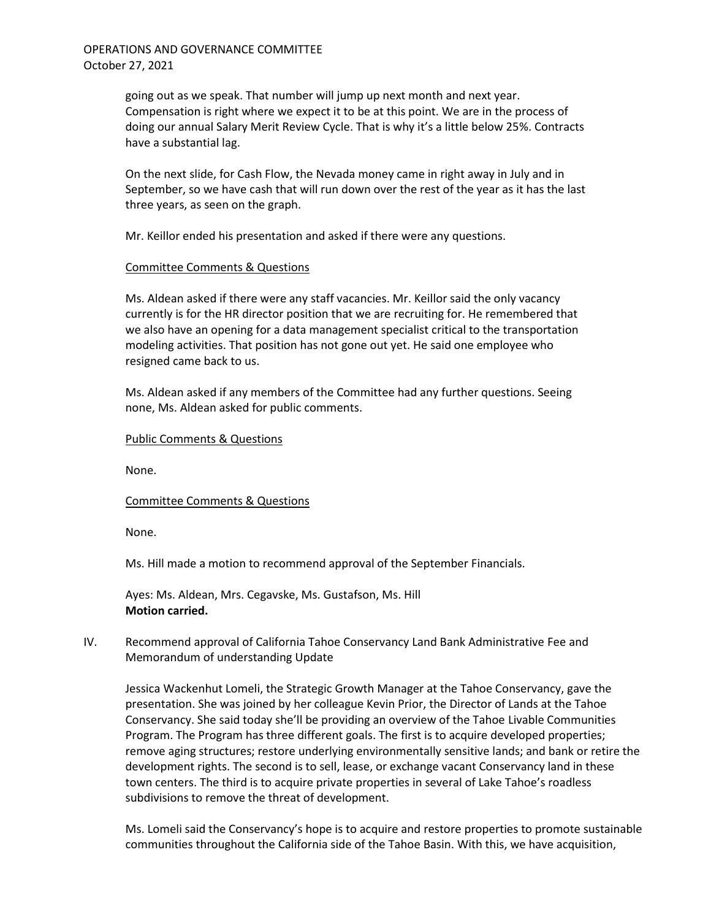going out as we speak. That number will jump up next month and next year. Compensation is right where we expect it to be at this point. We are in the process of doing our annual Salary Merit Review Cycle. That is why it's a little below 25%. Contracts have a substantial lag.

On the next slide, for Cash Flow, the Nevada money came in right away in July and in September, so we have cash that will run down over the rest of the year as it has the last three years, as seen on the graph.

Mr. Keillor ended his presentation and asked if there were any questions.

Committee Comments & Questions

Ms. Aldean asked if there were any staff vacancies. Mr. Keillor said the only vacancy currently is for the HR director position that we are recruiting for. He remembered that we also have an opening for a data management specialist critical to the transportation modeling activities. That position has not gone out yet. He said one employee who resigned came back to us.

Ms. Aldean asked if any members of the Committee had any further questions. Seeing none, Ms. Aldean asked for public comments.

Public Comments & Questions

None.

Committee Comments & Questions

None.

Ms. Hill made a motion to recommend approval of the September Financials.

Ayes: Ms. Aldean, Mrs. Cegavske, Ms. Gustafson, Ms. Hill
**Motion carried.**

IV. Recommend approval of California Tahoe Conservancy Land Bank Administrative Fee and Memorandum of understanding Update

Jessica Wackenhut Lomeli, the Strategic Growth Manager at the Tahoe Conservancy, gave the presentation. She was joined by her colleague Kevin Prior, the Director of Lands at the Tahoe Conservancy. She said today she'll be providing an overview of the Tahoe Livable Communities Program. The Program has three different goals. The first is to acquire developed properties; remove aging structures; restore underlying environmentally sensitive lands; and bank or retire the development rights. The second is to sell, lease, or exchange vacant Conservancy land in these town centers. The third is to acquire private properties in several of Lake Tahoe's roadless subdivisions to remove the threat of development.

Ms. Lomeli said the Conservancy's hope is to acquire and restore properties to promote sustainable communities throughout the California side of the Tahoe Basin. With this, we have acquisition,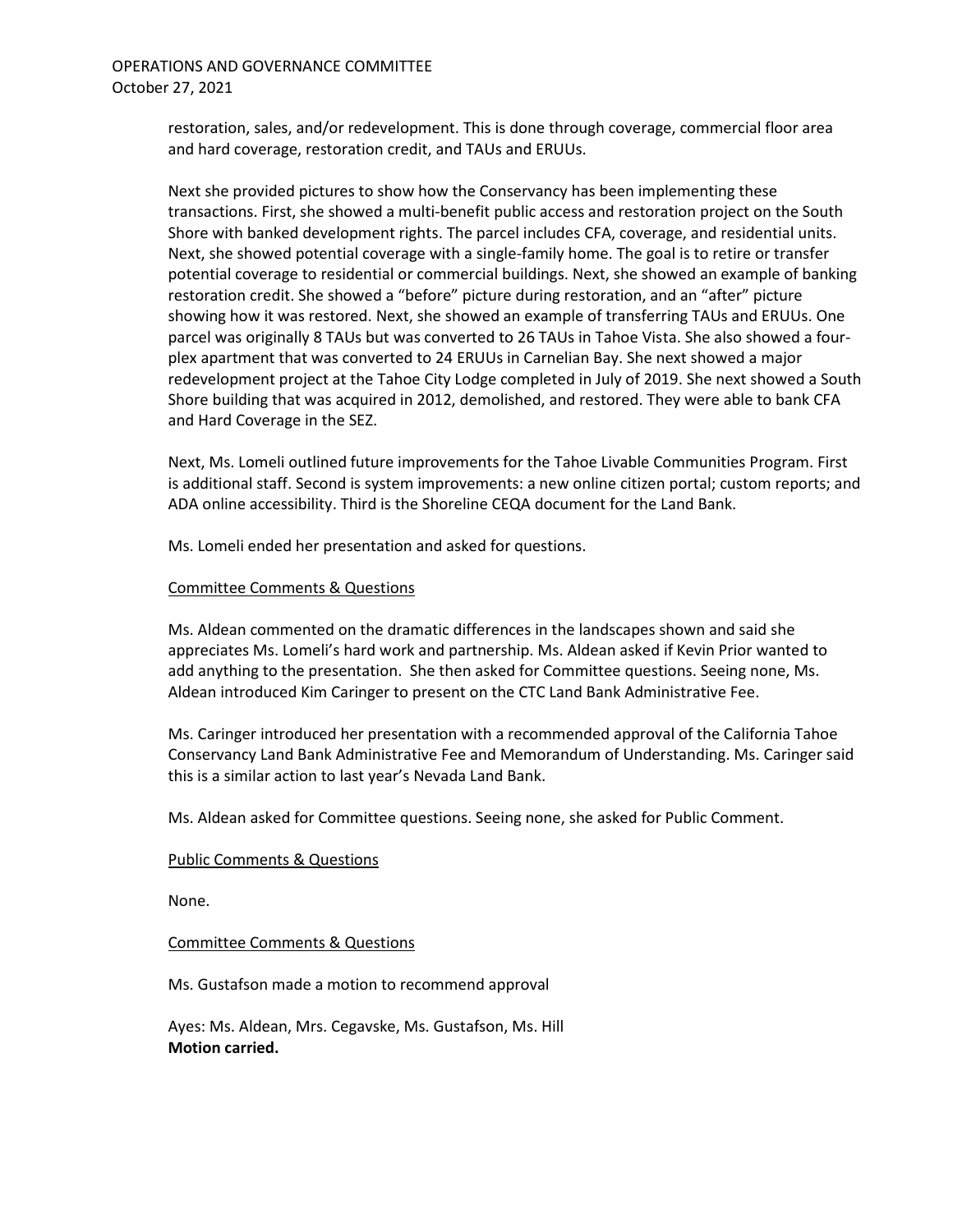restoration, sales, and/or redevelopment. This is done through coverage, commercial floor area and hard coverage, restoration credit, and TAUs and ERUUs.

Next she provided pictures to show how the Conservancy has been implementing these transactions. First, she showed a multi-benefit public access and restoration project on the South Shore with banked development rights. The parcel includes CFA, coverage, and residential units. Next, she showed potential coverage with a single-family home. The goal is to retire or transfer potential coverage to residential or commercial buildings. Next, she showed an example of banking restoration credit. She showed a "before" picture during restoration, and an "after" picture showing how it was restored. Next, she showed an example of transferring TAUs and ERUUs. One parcel was originally 8 TAUs but was converted to 26 TAUs in Tahoe Vista. She also showed a four-plex apartment that was converted to 24 ERUUs in Carnelian Bay. She next showed a major redevelopment project at the Tahoe City Lodge completed in July of 2019. She next showed a South Shore building that was acquired in 2012, demolished, and restored. They were able to bank CFA and Hard Coverage in the SEZ.

Next, Ms. Lomeli outlined future improvements for the Tahoe Livable Communities Program. First is additional staff. Second is system improvements: a new online citizen portal; custom reports; and ADA online accessibility. Third is the Shoreline CEQA document for the Land Bank.

Ms. Lomeli ended her presentation and asked for questions.

Committee Comments & Questions

Ms. Aldean commented on the dramatic differences in the landscapes shown and said she appreciates Ms. Lomeli's hard work and partnership. Ms. Aldean asked if Kevin Prior wanted to add anything to the presentation. She then asked for Committee questions. Seeing none, Ms. Aldean introduced Kim Caringer to present on the CTC Land Bank Administrative Fee.

Ms. Caringer introduced her presentation with a recommended approval of the California Tahoe Conservancy Land Bank Administrative Fee and Memorandum of Understanding. Ms. Caringer said this is a similar action to last year's Nevada Land Bank.

Ms. Aldean asked for Committee questions. Seeing none, she asked for Public Comment.

Public Comments & Questions

None.

Committee Comments & Questions

Ms. Gustafson made a motion to recommend approval

Ayes: Ms. Aldean, Mrs. Cegavske, Ms. Gustafson, Ms. Hill
**Motion carried.**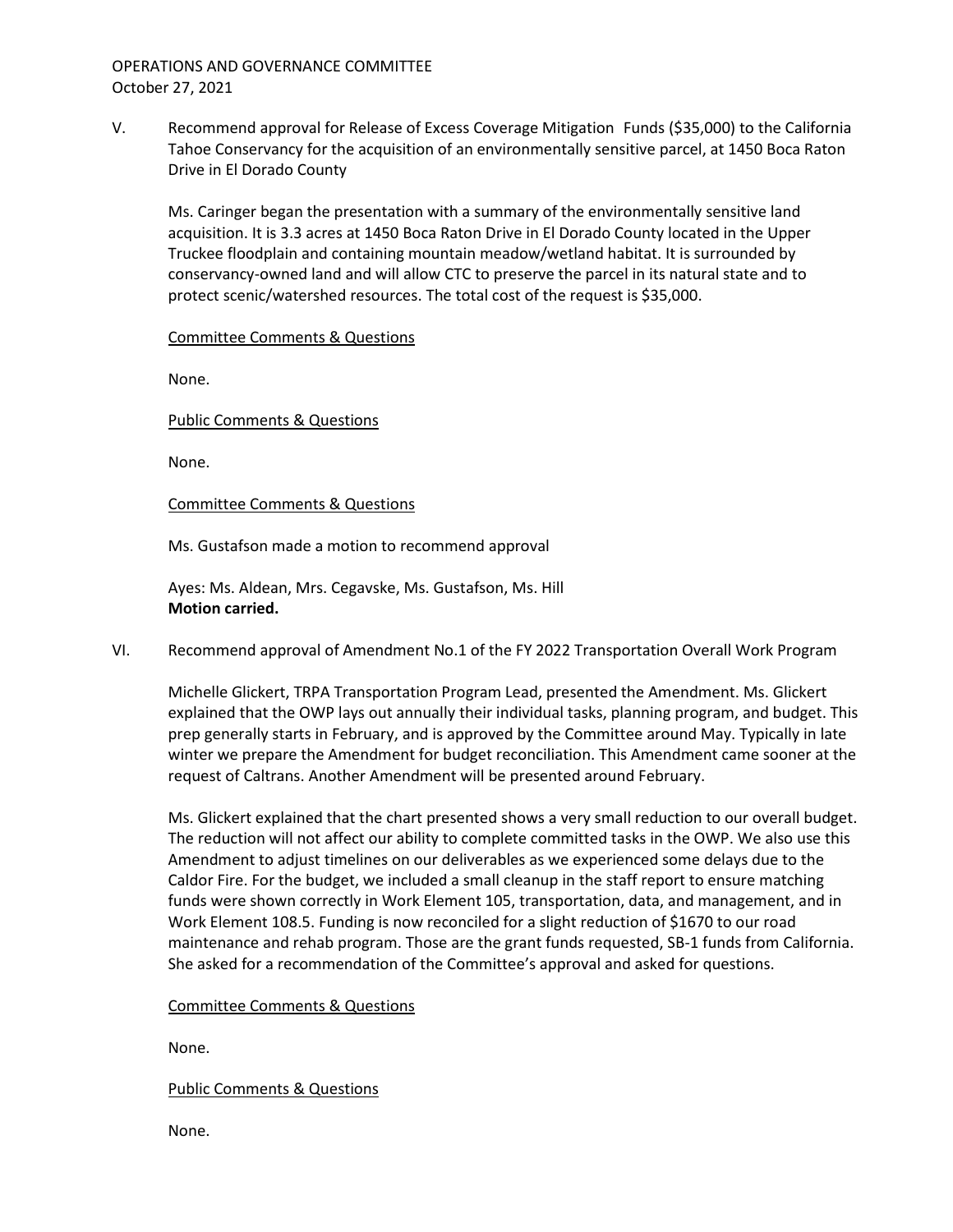OPERATIONS AND GOVERNANCE COMMITTEE
October 27, 2021

V. Recommend approval for Release of Excess Coverage Mitigation Funds ($35,000) to the California Tahoe Conservancy for the acquisition of an environmentally sensitive parcel, at 1450 Boca Raton Drive in El Dorado County

Ms. Caringer began the presentation with a summary of the environmentally sensitive land acquisition. It is 3.3 acres at 1450 Boca Raton Drive in El Dorado County located in the Upper Truckee floodplain and containing mountain meadow/wetland habitat. It is surrounded by conservancy-owned land and will allow CTC to preserve the parcel in its natural state and to protect scenic/watershed resources. The total cost of the request is $35,000.

<u>Committee Comments & Questions</u>

None.

<u>Public Comments & Questions</u>

None.

<u>Committee Comments & Questions</u>

Ms. Gustafson made a motion to recommend approval

Ayes: Ms. Aldean, Mrs. Cegavske, Ms. Gustafson, Ms. Hill
**Motion carried.**

VI. Recommend approval of Amendment No.1 of the FY 2022 Transportation Overall Work Program

Michelle Glickert, TRPA Transportation Program Lead, presented the Amendment. Ms. Glickert explained that the OWP lays out annually their individual tasks, planning program, and budget. This prep generally starts in February, and is approved by the Committee around May. Typically in late winter we prepare the Amendment for budget reconciliation. This Amendment came sooner at the request of Caltrans. Another Amendment will be presented around February.

Ms. Glickert explained that the chart presented shows a very small reduction to our overall budget. The reduction will not affect our ability to complete committed tasks in the OWP. We also use this Amendment to adjust timelines on our deliverables as we experienced some delays due to the Caldor Fire. For the budget, we included a small cleanup in the staff report to ensure matching funds were shown correctly in Work Element 105, transportation, data, and management, and in Work Element 108.5. Funding is now reconciled for a slight reduction of $1670 to our road maintenance and rehab program. Those are the grant funds requested, SB-1 funds from California. She asked for a recommendation of the Committee's approval and asked for questions.

<u>Committee Comments & Questions</u>

None.

<u>Public Comments & Questions</u>

None.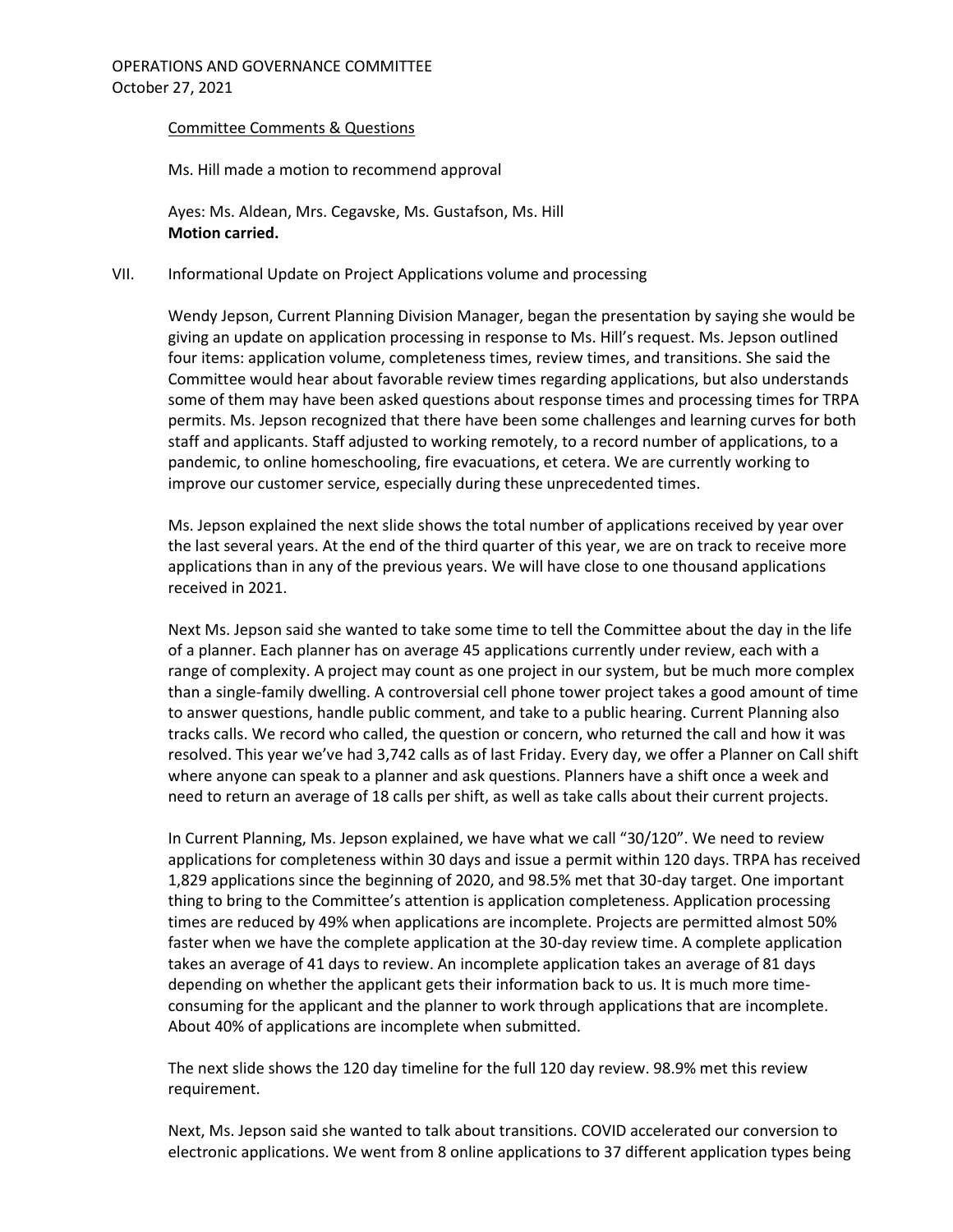Committee Comments & Questions

Ms. Hill made a motion to recommend approval

Ayes: Ms. Aldean, Mrs. Cegavske, Ms. Gustafson, Ms. Hill
**Motion carried.**

VII. Informational Update on Project Applications volume and processing

Wendy Jepson, Current Planning Division Manager, began the presentation by saying she would be giving an update on application processing in response to Ms. Hill's request. Ms. Jepson outlined four items: application volume, completeness times, review times, and transitions. She said the Committee would hear about favorable review times regarding applications, but also understands some of them may have been asked questions about response times and processing times for TRPA permits. Ms. Jepson recognized that there have been some challenges and learning curves for both staff and applicants. Staff adjusted to working remotely, to a record number of applications, to a pandemic, to online homeschooling, fire evacuations, et cetera. We are currently working to improve our customer service, especially during these unprecedented times.

Ms. Jepson explained the next slide shows the total number of applications received by year over the last several years. At the end of the third quarter of this year, we are on track to receive more applications than in any of the previous years. We will have close to one thousand applications received in 2021.

Next Ms. Jepson said she wanted to take some time to tell the Committee about the day in the life of a planner. Each planner has on average 45 applications currently under review, each with a range of complexity. A project may count as one project in our system, but be much more complex than a single-family dwelling. A controversial cell phone tower project takes a good amount of time to answer questions, handle public comment, and take to a public hearing. Current Planning also tracks calls. We record who called, the question or concern, who returned the call and how it was resolved. This year we've had 3,742 calls as of last Friday. Every day, we offer a Planner on Call shift where anyone can speak to a planner and ask questions. Planners have a shift once a week and need to return an average of 18 calls per shift, as well as take calls about their current projects.

In Current Planning, Ms. Jepson explained, we have what we call "30/120". We need to review applications for completeness within 30 days and issue a permit within 120 days. TRPA has received 1,829 applications since the beginning of 2020, and 98.5% met that 30-day target. One important thing to bring to the Committee's attention is application completeness. Application processing times are reduced by 49% when applications are incomplete. Projects are permitted almost 50% faster when we have the complete application at the 30-day review time. A complete application takes an average of 41 days to review. An incomplete application takes an average of 81 days depending on whether the applicant gets their information back to us. It is much more time-consuming for the applicant and the planner to work through applications that are incomplete. About 40% of applications are incomplete when submitted.

The next slide shows the 120 day timeline for the full 120 day review. 98.9% met this review requirement.

Next, Ms. Jepson said she wanted to talk about transitions. COVID accelerated our conversion to electronic applications. We went from 8 online applications to 37 different application types being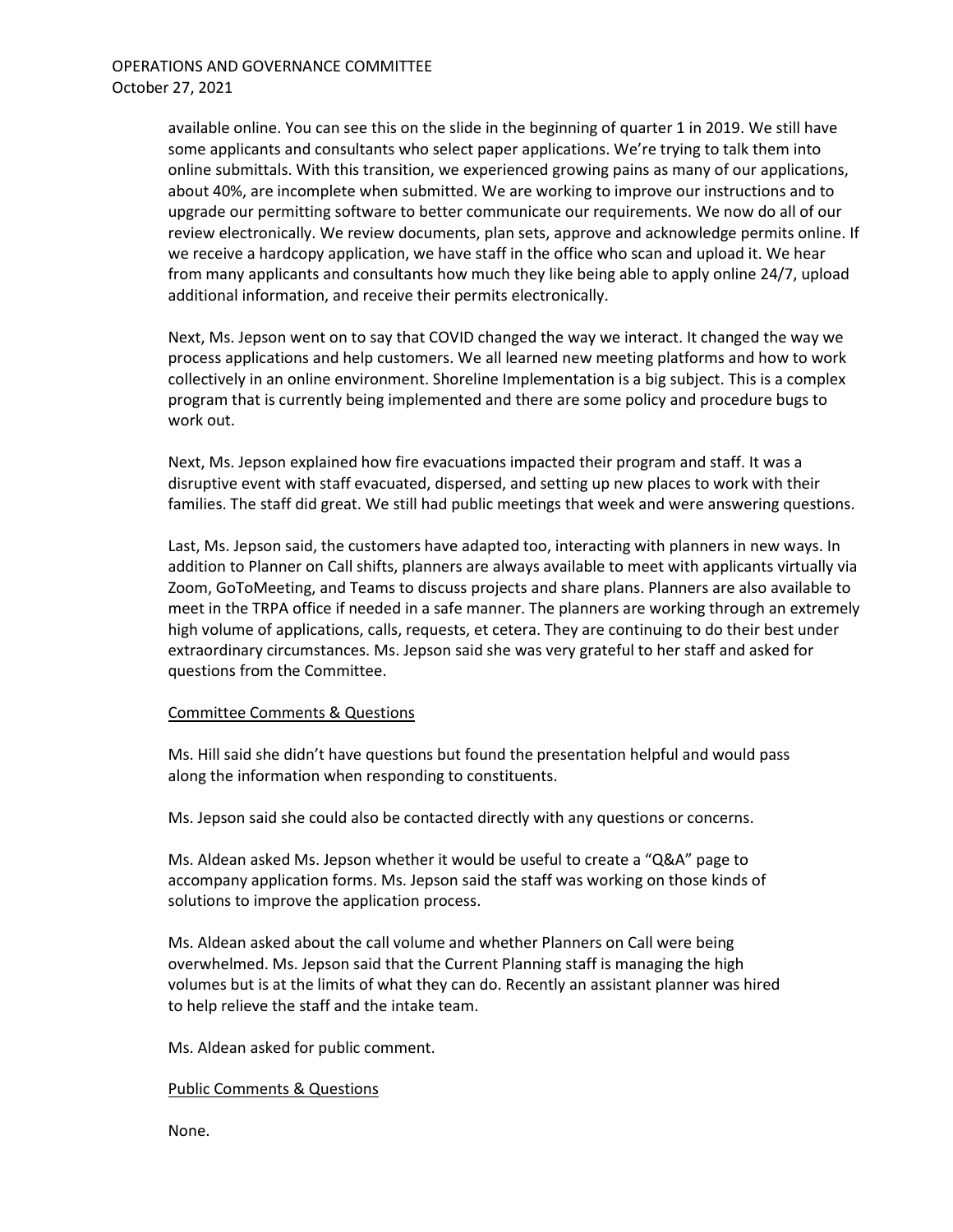available online. You can see this on the slide in the beginning of quarter 1 in 2019. We still have some applicants and consultants who select paper applications. We're trying to talk them into online submittals. With this transition, we experienced growing pains as many of our applications, about 40%, are incomplete when submitted. We are working to improve our instructions and to upgrade our permitting software to better communicate our requirements. We now do all of our review electronically. We review documents, plan sets, approve and acknowledge permits online. If we receive a hardcopy application, we have staff in the office who scan and upload it. We hear from many applicants and consultants how much they like being able to apply online 24/7, upload additional information, and receive their permits electronically.

Next, Ms. Jepson went on to say that COVID changed the way we interact. It changed the way we process applications and help customers. We all learned new meeting platforms and how to work collectively in an online environment. Shoreline Implementation is a big subject. This is a complex program that is currently being implemented and there are some policy and procedure bugs to work out.

Next, Ms. Jepson explained how fire evacuations impacted their program and staff. It was a disruptive event with staff evacuated, dispersed, and setting up new places to work with their families. The staff did great. We still had public meetings that week and were answering questions.

Last, Ms. Jepson said, the customers have adapted too, interacting with planners in new ways. In addition to Planner on Call shifts, planners are always available to meet with applicants virtually via Zoom, GoToMeeting, and Teams to discuss projects and share plans. Planners are also available to meet in the TRPA office if needed in a safe manner. The planners are working through an extremely high volume of applications, calls, requests, et cetera. They are continuing to do their best under extraordinary circumstances. Ms. Jepson said she was very grateful to her staff and asked for questions from the Committee.

Committee Comments & Questions

Ms. Hill said she didn't have questions but found the presentation helpful and would pass along the information when responding to constituents.

Ms. Jepson said she could also be contacted directly with any questions or concerns.

Ms. Aldean asked Ms. Jepson whether it would be useful to create a "Q&A" page to accompany application forms. Ms. Jepson said the staff was working on those kinds of solutions to improve the application process.

Ms. Aldean asked about the call volume and whether Planners on Call were being overwhelmed. Ms. Jepson said that the Current Planning staff is managing the high volumes but is at the limits of what they can do. Recently an assistant planner was hired to help relieve the staff and the intake team.

Ms. Aldean asked for public comment.

Public Comments & Questions

None.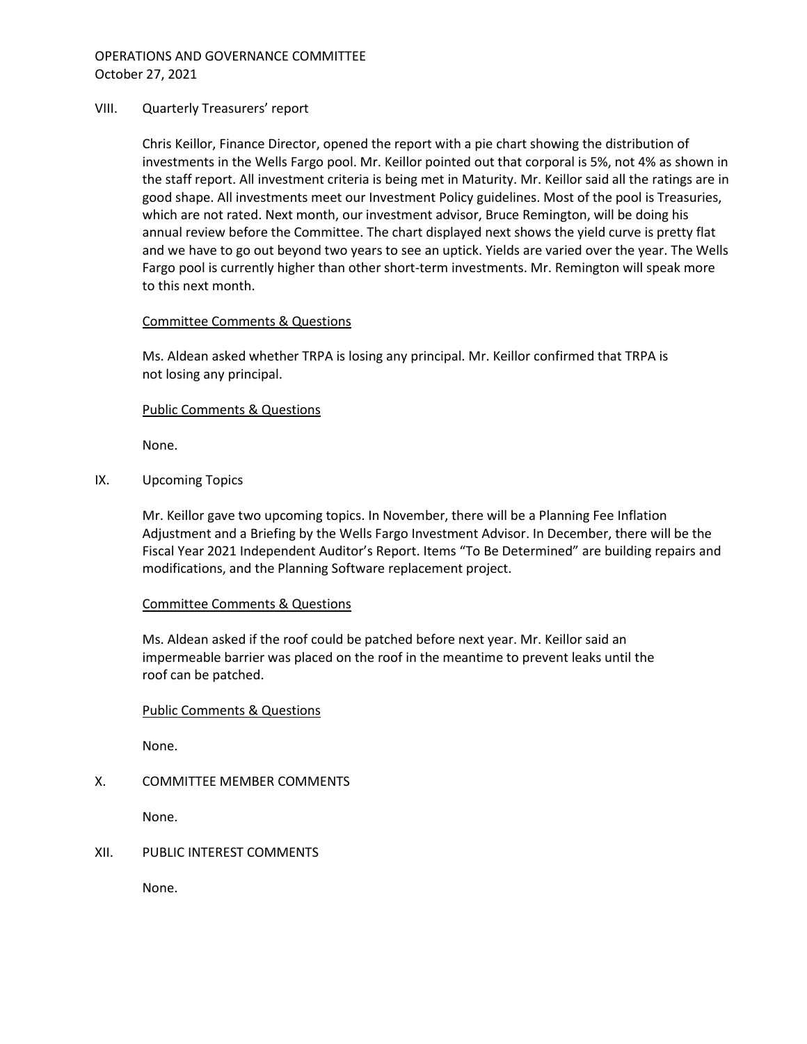OPERATIONS AND GOVERNANCE COMMITTEE
October 27, 2021

VIII. Quarterly Treasurers' report

Chris Keillor, Finance Director, opened the report with a pie chart showing the distribution of investments in the Wells Fargo pool. Mr. Keillor pointed out that corporal is 5%, not 4% as shown in the staff report. All investment criteria is being met in Maturity. Mr. Keillor said all the ratings are in good shape. All investments meet our Investment Policy guidelines. Most of the pool is Treasuries, which are not rated. Next month, our investment advisor, Bruce Remington, will be doing his annual review before the Committee. The chart displayed next shows the yield curve is pretty flat and we have to go out beyond two years to see an uptick. Yields are varied over the year. The Wells Fargo pool is currently higher than other short-term investments. Mr. Remington will speak more to this next month.

Committee Comments & Questions

Ms. Aldean asked whether TRPA is losing any principal. Mr. Keillor confirmed that TRPA is not losing any principal.

Public Comments & Questions

None.

IX. Upcoming Topics

Mr. Keillor gave two upcoming topics. In November, there will be a Planning Fee Inflation Adjustment and a Briefing by the Wells Fargo Investment Advisor. In December, there will be the Fiscal Year 2021 Independent Auditor's Report. Items "To Be Determined" are building repairs and modifications, and the Planning Software replacement project.

Committee Comments & Questions

Ms. Aldean asked if the roof could be patched before next year. Mr. Keillor said an impermeable barrier was placed on the roof in the meantime to prevent leaks until the roof can be patched.

Public Comments & Questions

None.

X. COMMITTEE MEMBER COMMENTS

None.

XII. PUBLIC INTEREST COMMENTS

None.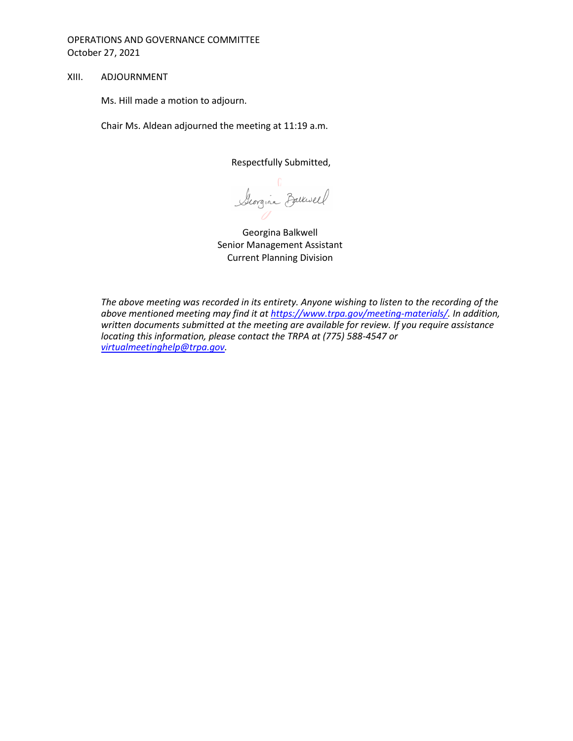OPERATIONS AND GOVERNANCE COMMITTEE
October 27, 2021

XIII. ADJOURNMENT

Ms. Hill made a motion to adjourn.

Chair Ms. Aldean adjourned the meeting at 11:19 a.m.

Respectfully Submitted,

Georgina Balkwell
Senior Management Assistant
Current Planning Division

*The above meeting was recorded in its entirety. Anyone wishing to listen to the recording of the above mentioned meeting may find it at [https://www.trpa.gov/meeting-materials/](https://www.trpa.gov/meeting-materials/). In addition, written documents submitted at the meeting are available for review. If you require assistance locating this information, please contact the TRPA at (775) 588-4547 or [virtualmeetinghelp@trpa.gov](mailto:virtualmeetinghelp@trpa.gov).*